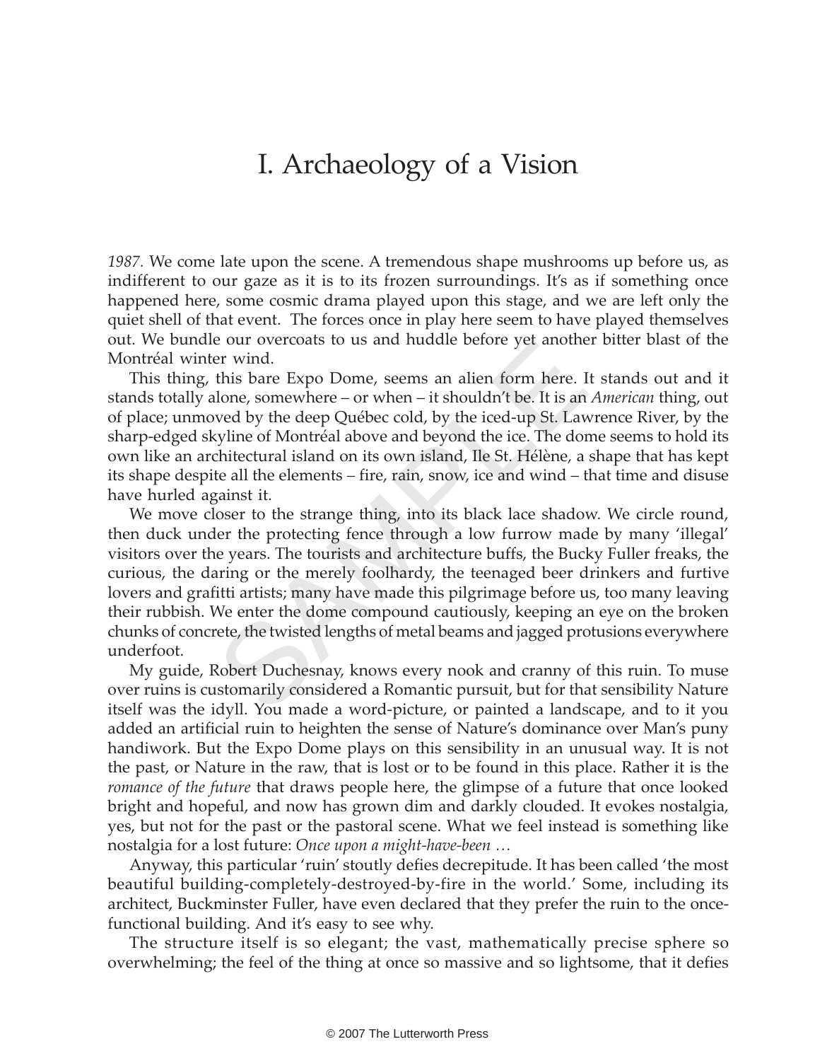# I. Archaeology of a Vision

*1987.* We come late upon the scene. A tremendous shape mushrooms up before us, as indifferent to our gaze as it is to its frozen surroundings. It's as if something once happened here, some cosmic drama played upon this stage, and we are left only the quiet shell of that event. The forces once in play here seem to have played themselves out. We bundle our overcoats to us and huddle before yet another bitter blast of the Montréal winter wind.

This thing, this bare Expo Dome, seems an alien form here. It stands out and it stands totally alone, somewhere – or when – it shouldn't be. It is an *American* thing, out of place; unmoved by the deep Québec cold, by the iced-up St. Lawrence River, by the sharp-edged skyline of Montréal above and beyond the ice. The dome seems to hold its own like an architectural island on its own island, Ile St. Hélène, a shape that has kept its shape despite all the elements – fire, rain, snow, ice and wind – that time and disuse have hurled against it.

We move closer to the strange thing, into its black lace shadow. We circle round, then duck under the protecting fence through a low furrow made by many 'illegal' visitors over the years. The tourists and architecture buffs, the Bucky Fuller freaks, the curious, the daring or the merely foolhardy, the teenaged beer drinkers and furtive lovers and grafitti artists; many have made this pilgrimage before us, too many leaving their rubbish. We enter the dome compound cautiously, keeping an eye on the broken chunks of concrete, the twisted lengths of metal beams and jagged protusions everywhere underfoot.

My guide, Robert Duchesnay, knows every nook and cranny of this ruin. To muse over ruins is customarily considered a Romantic pursuit, but for that sensibility Nature itself was the idyll. You made a word-picture, or painted a landscape, and to it you added an artificial ruin to heighten the sense of Nature's dominance over Man's puny handiwork. But the Expo Dome plays on this sensibility in an unusual way. It is not the past, or Nature in the raw, that is lost or to be found in this place. Rather it is the *romance of the future* that draws people here, the glimpse of a future that once looked bright and hopeful, and now has grown dim and darkly clouded. It evokes nostalgia, yes, but not for the past or the pastoral scene. What we feel instead is something like nostalgia for a lost future: *Once upon a might-have-been …*

Anyway, this particular 'ruin' stoutly defies decrepitude. It has been called 'the most beautiful building-completely-destroyed-by-fire in the world.' Some, including its architect, Buckminster Fuller, have even declared that they prefer the ruin to the once-functional building. And it's easy to see why.

The structure itself is so elegant; the vast, mathematically precise sphere so overwhelming; the feel of the thing at once so massive and so lightsome, that it defies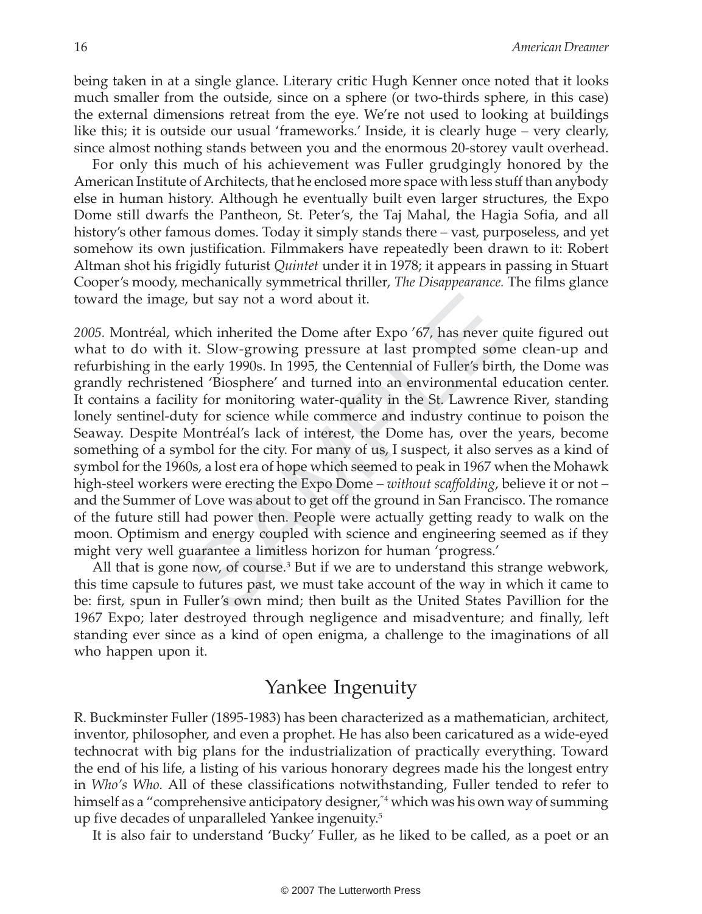being taken in at a single glance. Literary critic Hugh Kenner once noted that it looks much smaller from the outside, since on a sphere (or two-thirds sphere, in this case) the external dimensions retreat from the eye. We're not used to looking at buildings like this; it is outside our usual 'frameworks.' Inside, it is clearly huge – very clearly, since almost nothing stands between you and the enormous 20-storey vault overhead.

For only this much of his achievement was Fuller grudgingly honored by the American Institute of Architects, that he enclosed more space with less stuff than anybody else in human history. Although he eventually built even larger structures, the Expo Dome still dwarfs the Pantheon, St. Peter's, the Taj Mahal, the Hagia Sofia, and all history's other famous domes. Today it simply stands there – vast, purposeless, and yet somehow its own justification. Filmmakers have repeatedly been drawn to it: Robert Altman shot his frigidly futurist *Quintet* under it in 1978; it appears in passing in Stuart Cooper's moody, mechanically symmetrical thriller, *The Disappearance.* The films glance toward the image, but say not a word about it.

*2005.* Montréal, which inherited the Dome after Expo '67, has never quite figured out what to do with it. Slow-growing pressure at last prompted some clean-up and refurbishing in the early 1990s. In 1995, the Centennial of Fuller's birth, the Dome was grandly rechristened 'Biosphere' and turned into an environmental education center. It contains a facility for monitoring water-quality in the St. Lawrence River, standing lonely sentinel-duty for science while commerce and industry continue to poison the Seaway. Despite Montréal's lack of interest, the Dome has, over the years, become something of a symbol for the city. For many of us, I suspect, it also serves as a kind of symbol for the 1960s, a lost era of hope which seemed to peak in 1967 when the Mohawk high-steel workers were erecting the Expo Dome – *without scaffolding*, believe it or not – and the Summer of Love was about to get off the ground in San Francisco. The romance of the future still had power then. People were actually getting ready to walk on the moon. Optimism and energy coupled with science and engineering seemed as if they might very well guarantee a limitless horizon for human 'progress.'

All that is gone now, of course.[3] But if we are to understand this strange webwork, this time capsule to futures past, we must take account of the way in which it came to be: first, spun in Fuller's own mind; then built as the United States Pavillion for the 1967 Expo; later destroyed through negligence and misadventure; and finally, left standing ever since as a kind of open enigma, a challenge to the imaginations of all who happen upon it.

## Yankee Ingenuity

R. Buckminster Fuller (1895-1983) has been characterized as a mathematician, architect, inventor, philosopher, and even a prophet. He has also been caricatured as a wide-eyed technocrat with big plans for the industrialization of practically everything. Toward the end of his life, a listing of his various honorary degrees made his the longest entry in *Who's Who.* All of these classifications notwithstanding, Fuller tended to refer to himself as a "comprehensive anticipatory designer,"[4] which was his own way of summing up five decades of unparalleled Yankee ingenuity.[5]

It is also fair to understand 'Bucky' Fuller, as he liked to be called, as a poet or an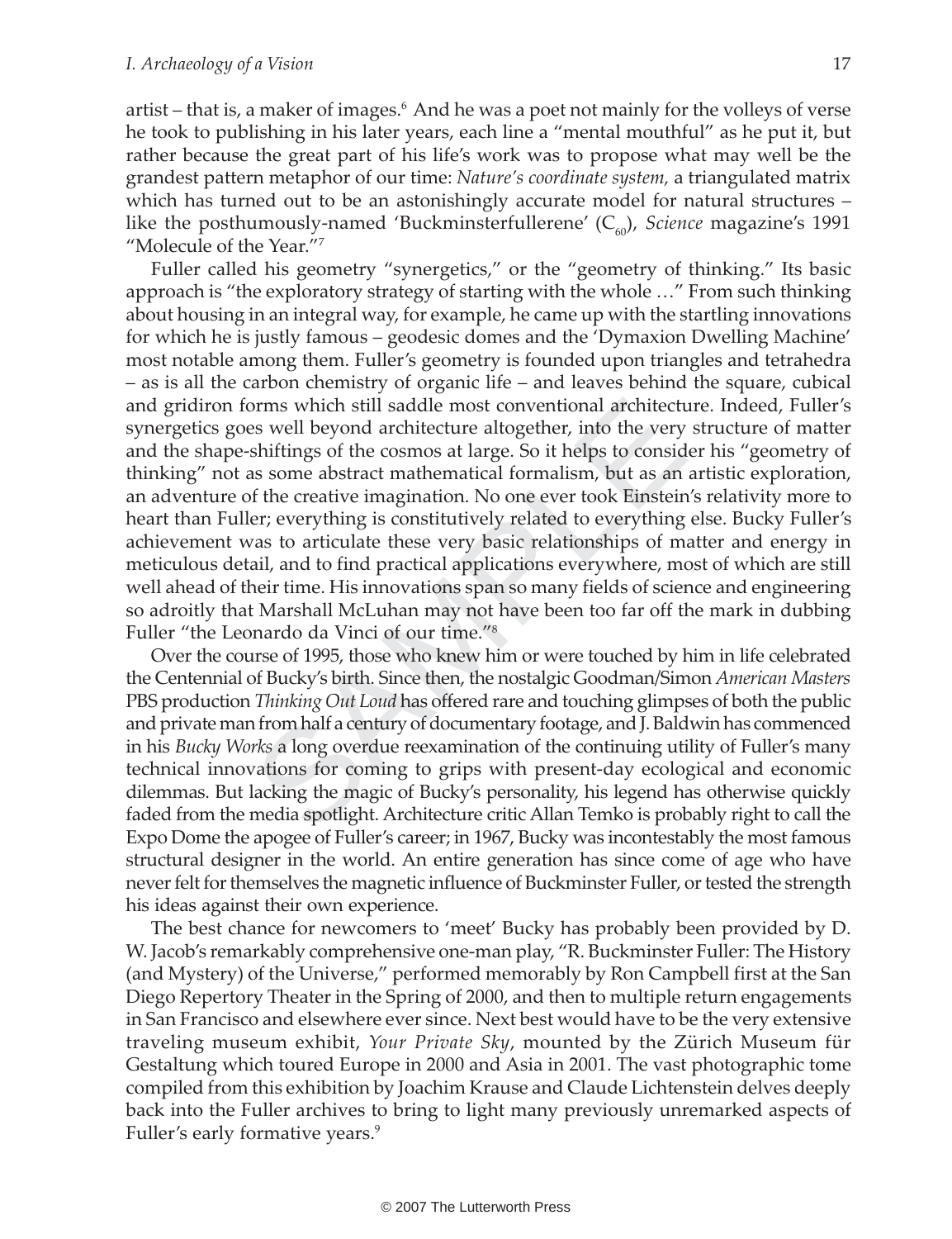artist – that is, a maker of images.[6] And he was a poet not mainly for the volleys of verse he took to publishing in his later years, each line a "mental mouthful" as he put it, but rather because the great part of his life's work was to propose what may well be the grandest pattern metaphor of our time: *Nature's coordinate system,* a triangulated matrix which has turned out to be an astonishingly accurate model for natural structures – like the posthumously-named 'Buckminsterfullerene' ($C_{60}$), *Science* magazine's 1991 "Molecule of the Year."[7]

Fuller called his geometry "synergetics," or the "geometry of thinking." Its basic approach is "the exploratory strategy of starting with the whole …" From such thinking about housing in an integral way, for example, he came up with the startling innovations for which he is justly famous – geodesic domes and the 'Dymaxion Dwelling Machine' most notable among them. Fuller's geometry is founded upon triangles and tetrahedra – as is all the carbon chemistry of organic life – and leaves behind the square, cubical and gridiron forms which still saddle most conventional architecture. Indeed, Fuller's synergetics goes well beyond architecture altogether, into the very structure of matter and the shape-shiftings of the cosmos at large. So it helps to consider his "geometry of thinking" not as some abstract mathematical formalism, but as an artistic exploration, an adventure of the creative imagination. No one ever took Einstein's relativity more to heart than Fuller; everything is constitutively related to everything else. Bucky Fuller's achievement was to articulate these very basic relationships of matter and energy in meticulous detail, and to find practical applications everywhere, most of which are still well ahead of their time. His innovations span so many fields of science and engineering so adroitly that Marshall McLuhan may not have been too far off the mark in dubbing Fuller "the Leonardo da Vinci of our time."[8]

Over the course of 1995, those who knew him or were touched by him in life celebrated the Centennial of Bucky's birth. Since then, the nostalgic Goodman/Simon *American Masters* PBS production *Thinking Out Loud* has offered rare and touching glimpses of both the public and private man from half a century of documentary footage, and J. Baldwin has commenced in his *Bucky Works* a long overdue reexamination of the continuing utility of Fuller's many technical innovations for coming to grips with present-day ecological and economic dilemmas. But lacking the magic of Bucky's personality, his legend has otherwise quickly faded from the media spotlight. Architecture critic Allan Temko is probably right to call the Expo Dome the apogee of Fuller's career; in 1967, Bucky was incontestably the most famous structural designer in the world. An entire generation has since come of age who have never felt for themselves the magnetic influence of Buckminster Fuller, or tested the strength his ideas against their own experience.

The best chance for newcomers to 'meet' Bucky has probably been provided by D. W. Jacob's remarkably comprehensive one-man play, "R. Buckminster Fuller: The History (and Mystery) of the Universe," performed memorably by Ron Campbell first at the San Diego Repertory Theater in the Spring of 2000, and then to multiple return engagements in San Francisco and elsewhere ever since. Next best would have to be the very extensive traveling museum exhibit, *Your Private Sky*, mounted by the Zürich Museum für Gestaltung which toured Europe in 2000 and Asia in 2001. The vast photographic tome compiled from this exhibition by Joachim Krause and Claude Lichtenstein delves deeply back into the Fuller archives to bring to light many previously unremarked aspects of Fuller's early formative years.[9]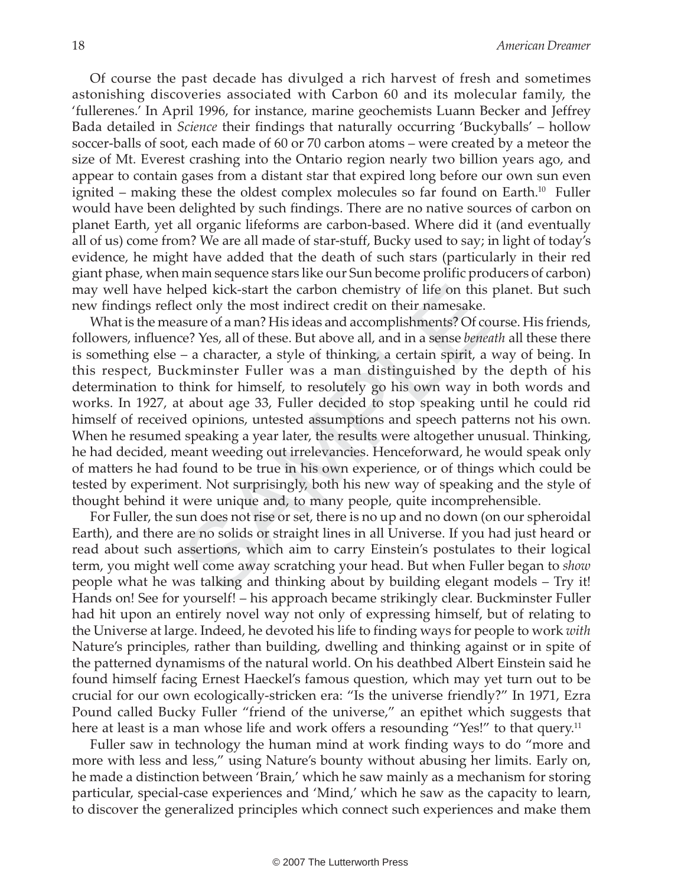Of course the past decade has divulged a rich harvest of fresh and sometimes astonishing discoveries associated with Carbon 60 and its molecular family, the 'fullerenes.' In April 1996, for instance, marine geochemists Luann Becker and Jeffrey Bada detailed in *Science* their findings that naturally occurring 'Buckyballs' – hollow soccer-balls of soot, each made of 60 or 70 carbon atoms – were created by a meteor the size of Mt. Everest crashing into the Ontario region nearly two billion years ago, and appear to contain gases from a distant star that expired long before our own sun even ignited – making these the oldest complex molecules so far found on Earth.[10] Fuller would have been delighted by such findings. There are no native sources of carbon on planet Earth, yet all organic lifeforms are carbon-based. Where did it (and eventually all of us) come from? We are all made of star-stuff, Bucky used to say; in light of today's evidence, he might have added that the death of such stars (particularly in their red giant phase, when main sequence stars like our Sun become prolific producers of carbon) may well have helped kick-start the carbon chemistry of life on this planet. But such new findings reflect only the most indirect credit on their namesake.

What is the measure of a man? His ideas and accomplishments? Of course. His friends, followers, influence? Yes, all of these. But above all, and in a sense *beneath* all these there is something else – a character, a style of thinking, a certain spirit, a way of being. In this respect, Buckminster Fuller was a man distinguished by the depth of his determination to think for himself, to resolutely go his own way in both words and works. In 1927, at about age 33, Fuller decided to stop speaking until he could rid himself of received opinions, untested assumptions and speech patterns not his own. When he resumed speaking a year later, the results were altogether unusual. Thinking, he had decided, meant weeding out irrelevancies. Henceforward, he would speak only of matters he had found to be true in his own experience, or of things which could be tested by experiment. Not surprisingly, both his new way of speaking and the style of thought behind it were unique and, to many people, quite incomprehensible.

For Fuller, the sun does not rise or set, there is no up and no down (on our spheroidal Earth), and there are no solids or straight lines in all Universe. If you had just heard or read about such assertions, which aim to carry Einstein's postulates to their logical term, you might well come away scratching your head. But when Fuller began to *show* people what he was talking and thinking about by building elegant models – Try it! Hands on! See for yourself! – his approach became strikingly clear. Buckminster Fuller had hit upon an entirely novel way not only of expressing himself, but of relating to the Universe at large. Indeed, he devoted his life to finding ways for people to work *with* Nature's principles, rather than building, dwelling and thinking against or in spite of the patterned dynamisms of the natural world. On his deathbed Albert Einstein said he found himself facing Ernest Haeckel's famous question, which may yet turn out to be crucial for our own ecologically-stricken era: "Is the universe friendly?" In 1971, Ezra Pound called Bucky Fuller "friend of the universe," an epithet which suggests that here at least is a man whose life and work offers a resounding "Yes!" to that query.[11]

Fuller saw in technology the human mind at work finding ways to do "more and more with less and less," using Nature's bounty without abusing her limits. Early on, he made a distinction between 'Brain,' which he saw mainly as a mechanism for storing particular, special-case experiences and 'Mind,' which he saw as the capacity to learn, to discover the generalized principles which connect such experiences and make them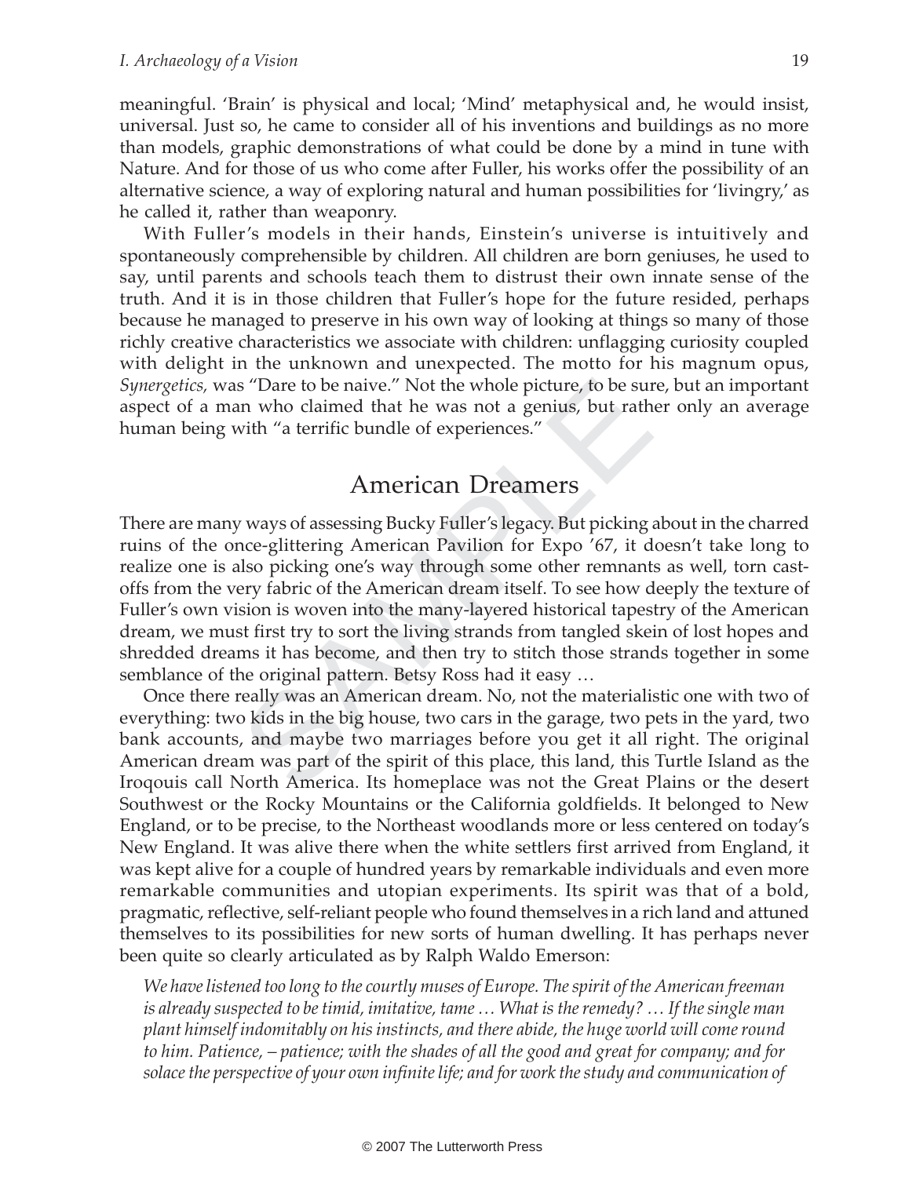meaningful. 'Brain' is physical and local; 'Mind' metaphysical and, he would insist, universal. Just so, he came to consider all of his inventions and buildings as no more than models, graphic demonstrations of what could be done by a mind in tune with Nature. And for those of us who come after Fuller, his works offer the possibility of an alternative science, a way of exploring natural and human possibilities for 'livingry,' as he called it, rather than weaponry.

With Fuller's models in their hands, Einstein's universe is intuitively and spontaneously comprehensible by children. All children are born geniuses, he used to say, until parents and schools teach them to distrust their own innate sense of the truth. And it is in those children that Fuller's hope for the future resided, perhaps because he managed to preserve in his own way of looking at things so many of those richly creative characteristics we associate with children: unflagging curiosity coupled with delight in the unknown and unexpected. The motto for his magnum opus, *Synergetics,* was "Dare to be naive." Not the whole picture, to be sure, but an important aspect of a man who claimed that he was not a genius, but rather only an average human being with "a terrific bundle of experiences."

## American Dreamers

There are many ways of assessing Bucky Fuller's legacy. But picking about in the charred ruins of the once-glittering American Pavilion for Expo '67, it doesn't take long to realize one is also picking one's way through some other remnants as well, torn cast-offs from the very fabric of the American dream itself. To see how deeply the texture of Fuller's own vision is woven into the many-layered historical tapestry of the American dream, we must first try to sort the living strands from tangled skein of lost hopes and shredded dreams it has become, and then try to stitch those strands together in some semblance of the original pattern. Betsy Ross had it easy …

Once there really was an American dream. No, not the materialistic one with two of everything: two kids in the big house, two cars in the garage, two pets in the yard, two bank accounts, and maybe two marriages before you get it all right. The original American dream was part of the spirit of this place, this land, this Turtle Island as the Iroquois call North America. Its homeplace was not the Great Plains or the desert Southwest or the Rocky Mountains or the California goldfields. It belonged to New England, or to be precise, to the Northeast woodlands more or less centered on today's New England. It was alive there when the white settlers first arrived from England, it was kept alive for a couple of hundred years by remarkable individuals and even more remarkable communities and utopian experiments. Its spirit was that of a bold, pragmatic, reflective, self-reliant people who found themselves in a rich land and attuned themselves to its possibilities for new sorts of human dwelling. It has perhaps never been quite so clearly articulated as by Ralph Waldo Emerson:

> *We have listened too long to the courtly muses of Europe. The spirit of the American freeman is already suspected to be timid, imitative, tame … What is the remedy? … If the single man plant himself indomitably on his instincts, and there abide, the huge world will come round to him. Patience, – patience; with the shades of all the good and great for company; and for solace the perspective of your own infinite life; and for work the study and communication of*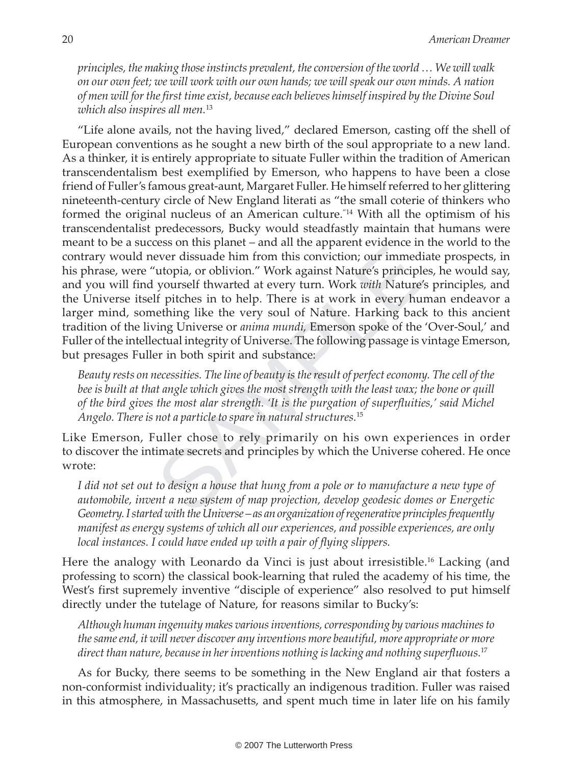*principles, the making those instincts prevalent, the conversion of the world … We will walk on our own feet; we will work with our own hands; we will speak our own minds. A nation of men will for the first time exist, because each believes himself inspired by the Divine Soul which also inspires all men.*[13]

"Life alone avails, not the having lived," declared Emerson, casting off the shell of European conventions as he sought a new birth of the soul appropriate to a new land. As a thinker, it is entirely appropriate to situate Fuller within the tradition of American transcendentalism best exemplified by Emerson, who happens to have been a close friend of Fuller's famous great-aunt, Margaret Fuller. He himself referred to her glittering nineteenth-century circle of New England literati as "the small coterie of thinkers who formed the original nucleus of an American culture."[14] With all the optimism of his transcendentalist predecessors, Bucky would steadfastly maintain that humans were meant to be a success on this planet – and all the apparent evidence in the world to the contrary would never dissuade him from this conviction; our immediate prospects, in his phrase, were "utopia, or oblivion." Work against Nature's principles, he would say, and you will find yourself thwarted at every turn. Work *with* Nature's principles, and the Universe itself pitches in to help. There is at work in every human endeavor a larger mind, something like the very soul of Nature. Harking back to this ancient tradition of the living Universe or *anima mundi*, Emerson spoke of the 'Over-Soul,' and Fuller of the intellectual integrity of Universe. The following passage is vintage Emerson, but presages Fuller in both spirit and substance:

*Beauty rests on necessities. The line of beauty is the result of perfect economy. The cell of the bee is built at that angle which gives the most strength with the least wax; the bone or quill of the bird gives the most alar strength. 'It is the purgation of superfluities,' said Michel Angelo. There is not a particle to spare in natural structures.*[15]

Like Emerson, Fuller chose to rely primarily on his own experiences in order to discover the intimate secrets and principles by which the Universe cohered. He once wrote:

*I did not set out to design a house that hung from a pole or to manufacture a new type of automobile, invent a new system of map projection, develop geodesic domes or Energetic Geometry. I started with the Universe—as an organization of regenerative principles frequently manifest as energy systems of which all our experiences, and possible experiences, are only local instances. I could have ended up with a pair of flying slippers.*

Here the analogy with Leonardo da Vinci is just about irresistible.[16] Lacking (and professing to scorn) the classical book-learning that ruled the academy of his time, the West's first supremely inventive "disciple of experience" also resolved to put himself directly under the tutelage of Nature, for reasons similar to Bucky's:

*Although human ingenuity makes various inventions, corresponding by various machines to the same end, it will never discover any inventions more beautiful, more appropriate or more direct than nature, because in her inventions nothing is lacking and nothing superfluous.*[17]

As for Bucky, there seems to be something in the New England air that fosters a non-conformist individuality; it's practically an indigenous tradition. Fuller was raised in this atmosphere, in Massachusetts, and spent much time in later life on his family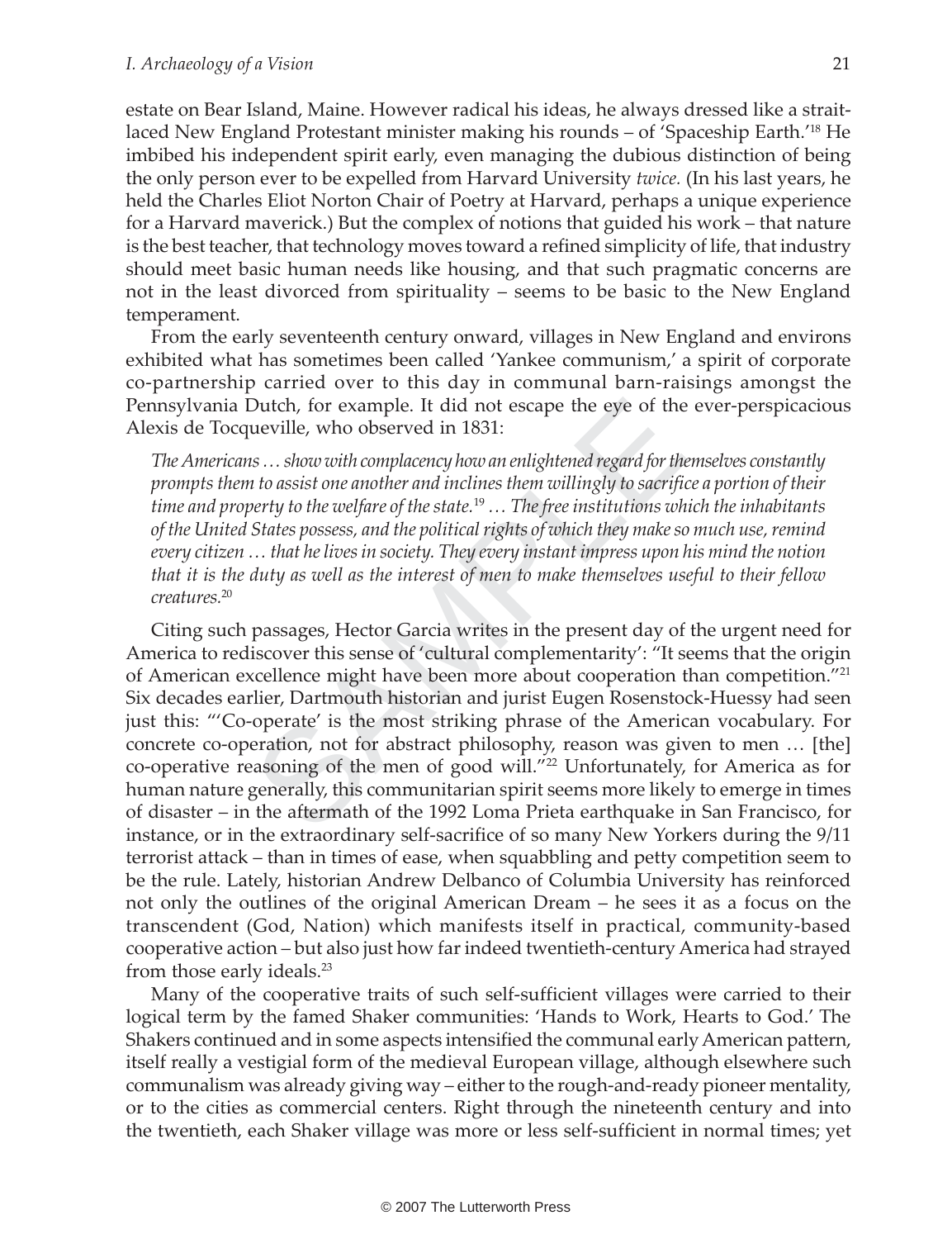estate on Bear Island, Maine. However radical his ideas, he always dressed like a strait-laced New England Protestant minister making his rounds – of 'Spaceship Earth.'[18] He imbibed his independent spirit early, even managing the dubious distinction of being the only person ever to be expelled from Harvard University *twice.* (In his last years, he held the Charles Eliot Norton Chair of Poetry at Harvard, perhaps a unique experience for a Harvard maverick.) But the complex of notions that guided his work – that nature is the best teacher, that technology moves toward a refined simplicity of life, that industry should meet basic human needs like housing, and that such pragmatic concerns are not in the least divorced from spirituality – seems to be basic to the New England temperament.

From the early seventeenth century onward, villages in New England and environs exhibited what has sometimes been called 'Yankee communism,' a spirit of corporate co-partnership carried over to this day in communal barn-raisings amongst the Pennsylvania Dutch, for example. It did not escape the eye of the ever-perspicacious Alexis de Tocqueville, who observed in 1831:

> *The Americans … show with complacency how an enlightened regard for themselves constantly prompts them to assist one another and inclines them willingly to sacrifice a portion of their time and property to the welfare of the state.*[19] *… The free institutions which the inhabitants of the United States possess, and the political rights of which they make so much use, remind every citizen … that he lives in society. They every instant impress upon his mind the notion that it is the duty as well as the interest of men to make themselves useful to their fellow creatures.*[20]

Citing such passages, Hector Garcia writes in the present day of the urgent need for America to rediscover this sense of 'cultural complementarity': "It seems that the origin of American excellence might have been more about cooperation than competition."[21] Six decades earlier, Dartmouth historian and jurist Eugen Rosenstock-Huessy had seen just this: "'Co-operate' is the most striking phrase of the American vocabulary. For concrete co-operation, not for abstract philosophy, reason was given to men … [the] co-operative reasoning of the men of good will."[22] Unfortunately, for America as for human nature generally, this communitarian spirit seems more likely to emerge in times of disaster – in the aftermath of the 1992 Loma Prieta earthquake in San Francisco, for instance, or in the extraordinary self-sacrifice of so many New Yorkers during the 9/11 terrorist attack – than in times of ease, when squabbling and petty competition seem to be the rule. Lately, historian Andrew Delbanco of Columbia University has reinforced not only the outlines of the original American Dream – he sees it as a focus on the transcendent (God, Nation) which manifests itself in practical, community-based cooperative action – but also just how far indeed twentieth-century America had strayed from those early ideals.[23]

Many of the cooperative traits of such self-sufficient villages were carried to their logical term by the famed Shaker communities: 'Hands to Work, Hearts to God.' The Shakers continued and in some aspects intensified the communal early American pattern, itself really a vestigial form of the medieval European village, although elsewhere such communalism was already giving way – either to the rough-and-ready pioneer mentality, or to the cities as commercial centers. Right through the nineteenth century and into the twentieth, each Shaker village was more or less self-sufficient in normal times; yet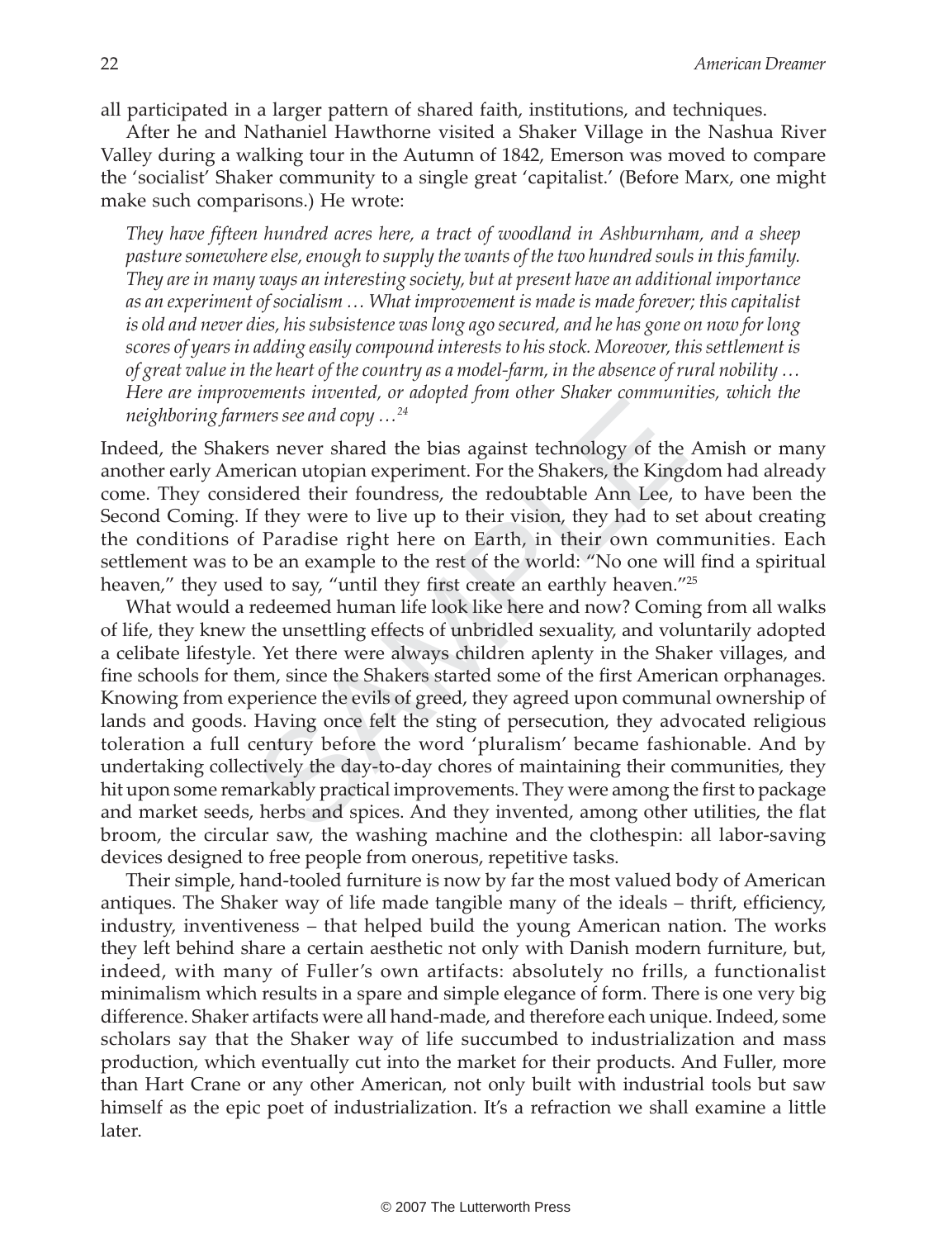all participated in a larger pattern of shared faith, institutions, and techniques.

After he and Nathaniel Hawthorne visited a Shaker Village in the Nashua River Valley during a walking tour in the Autumn of 1842, Emerson was moved to compare the 'socialist' Shaker community to a single great 'capitalist.' (Before Marx, one might make such comparisons.) He wrote:

> *They have fifteen hundred acres here, a tract of woodland in Ashburnham, and a sheep pasture somewhere else, enough to supply the wants of the two hundred souls in this family. They are in many ways an interesting society, but at present have an additional importance as an experiment of socialism … What improvement is made is made forever; this capitalist is old and never dies, his subsistence was long ago secured, and he has gone on now for long scores of years in adding easily compound interests to his stock. Moreover, this settlement is of great value in the heart of the country as a model-farm, in the absence of rural nobility … Here are improvements invented, or adopted from other Shaker communities, which the neighboring farmers see and copy …*[24]

Indeed, the Shakers never shared the bias against technology of the Amish or many another early American utopian experiment. For the Shakers, the Kingdom had already come. They considered their foundress, the redoubtable Ann Lee, to have been the Second Coming. If they were to live up to their vision, they had to set about creating the conditions of Paradise right here on Earth, in their own communities. Each settlement was to be an example to the rest of the world: "No one will find a spiritual heaven," they used to say, "until they first create an earthly heaven."[25]

What would a redeemed human life look like here and now? Coming from all walks of life, they knew the unsettling effects of unbridled sexuality, and voluntarily adopted a celibate lifestyle. Yet there were always children aplenty in the Shaker villages, and fine schools for them, since the Shakers started some of the first American orphanages. Knowing from experience the evils of greed, they agreed upon communal ownership of lands and goods. Having once felt the sting of persecution, they advocated religious toleration a full century before the word 'pluralism' became fashionable. And by undertaking collectively the day-to-day chores of maintaining their communities, they hit upon some remarkably practical improvements. They were among the first to package and market seeds, herbs and spices. And they invented, among other utilities, the flat broom, the circular saw, the washing machine and the clothespin: all labor-saving devices designed to free people from onerous, repetitive tasks.

Their simple, hand-tooled furniture is now by far the most valued body of American antiques. The Shaker way of life made tangible many of the ideals – thrift, efficiency, industry, inventiveness – that helped build the young American nation. The works they left behind share a certain aesthetic not only with Danish modern furniture, but, indeed, with many of Fuller's own artifacts: absolutely no frills, a functionalist minimalism which results in a spare and simple elegance of form. There is one very big difference. Shaker artifacts were all hand-made, and therefore each unique. Indeed, some scholars say that the Shaker way of life succumbed to industrialization and mass production, which eventually cut into the market for their products. And Fuller, more than Hart Crane or any other American, not only built with industrial tools but saw himself as the epic poet of industrialization. It's a refraction we shall examine a little later.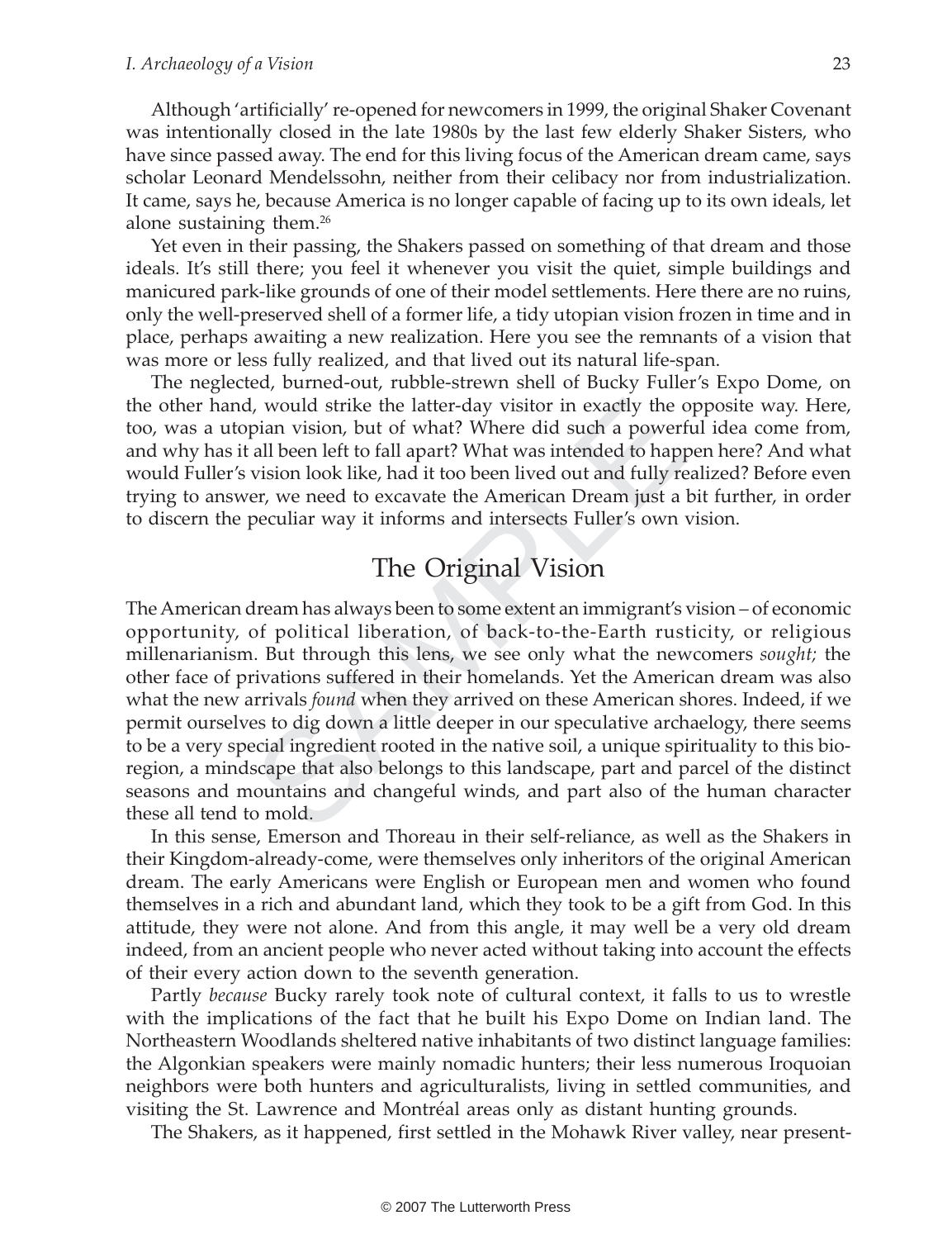Although 'artificially' re-opened for newcomers in 1999, the original Shaker Covenant was intentionally closed in the late 1980s by the last few elderly Shaker Sisters, who have since passed away. The end for this living focus of the American dream came, says scholar Leonard Mendelssohn, neither from their celibacy nor from industrialization. It came, says he, because America is no longer capable of facing up to its own ideals, let alone sustaining them.[26]

Yet even in their passing, the Shakers passed on something of that dream and those ideals. It's still there; you feel it whenever you visit the quiet, simple buildings and manicured park-like grounds of one of their model settlements. Here there are no ruins, only the well-preserved shell of a former life, a tidy utopian vision frozen in time and in place, perhaps awaiting a new realization. Here you see the remnants of a vision that was more or less fully realized, and that lived out its natural life-span.

The neglected, burned-out, rubble-strewn shell of Bucky Fuller's Expo Dome, on the other hand, would strike the latter-day visitor in exactly the opposite way. Here, too, was a utopian vision, but of what? Where did such a powerful idea come from, and why has it all been left to fall apart? What was intended to happen here? And what would Fuller's vision look like, had it too been lived out and fully realized? Before even trying to answer, we need to excavate the American Dream just a bit further, in order to discern the peculiar way it informs and intersects Fuller's own vision.

## The Original Vision

The American dream has always been to some extent an immigrant's vision – of economic opportunity, of political liberation, of back-to-the-Earth rusticity, or religious millenarianism. But through this lens, we see only what the newcomers *sought;* the other face of privations suffered in their homelands. Yet the American dream was also what the new arrivals *found* when they arrived on these American shores. Indeed, if we permit ourselves to dig down a little deeper in our speculative archaelogy, there seems to be a very special ingredient rooted in the native soil, a unique spirituality to this bio-region, a mindscape that also belongs to this landscape, part and parcel of the distinct seasons and mountains and changeful winds, and part also of the human character these all tend to mold.

In this sense, Emerson and Thoreau in their self-reliance, as well as the Shakers in their Kingdom-already-come, were themselves only inheritors of the original American dream. The early Americans were English or European men and women who found themselves in a rich and abundant land, which they took to be a gift from God. In this attitude, they were not alone. And from this angle, it may well be a very old dream indeed, from an ancient people who never acted without taking into account the effects of their every action down to the seventh generation.

Partly *because* Bucky rarely took note of cultural context, it falls to us to wrestle with the implications of the fact that he built his Expo Dome on Indian land. The Northeastern Woodlands sheltered native inhabitants of two distinct language families: the Algonkian speakers were mainly nomadic hunters; their less numerous Iroquoian neighbors were both hunters and agriculturalists, living in settled communities, and visiting the St. Lawrence and Montréal areas only as distant hunting grounds.

The Shakers, as it happened, first settled in the Mohawk River valley, near present-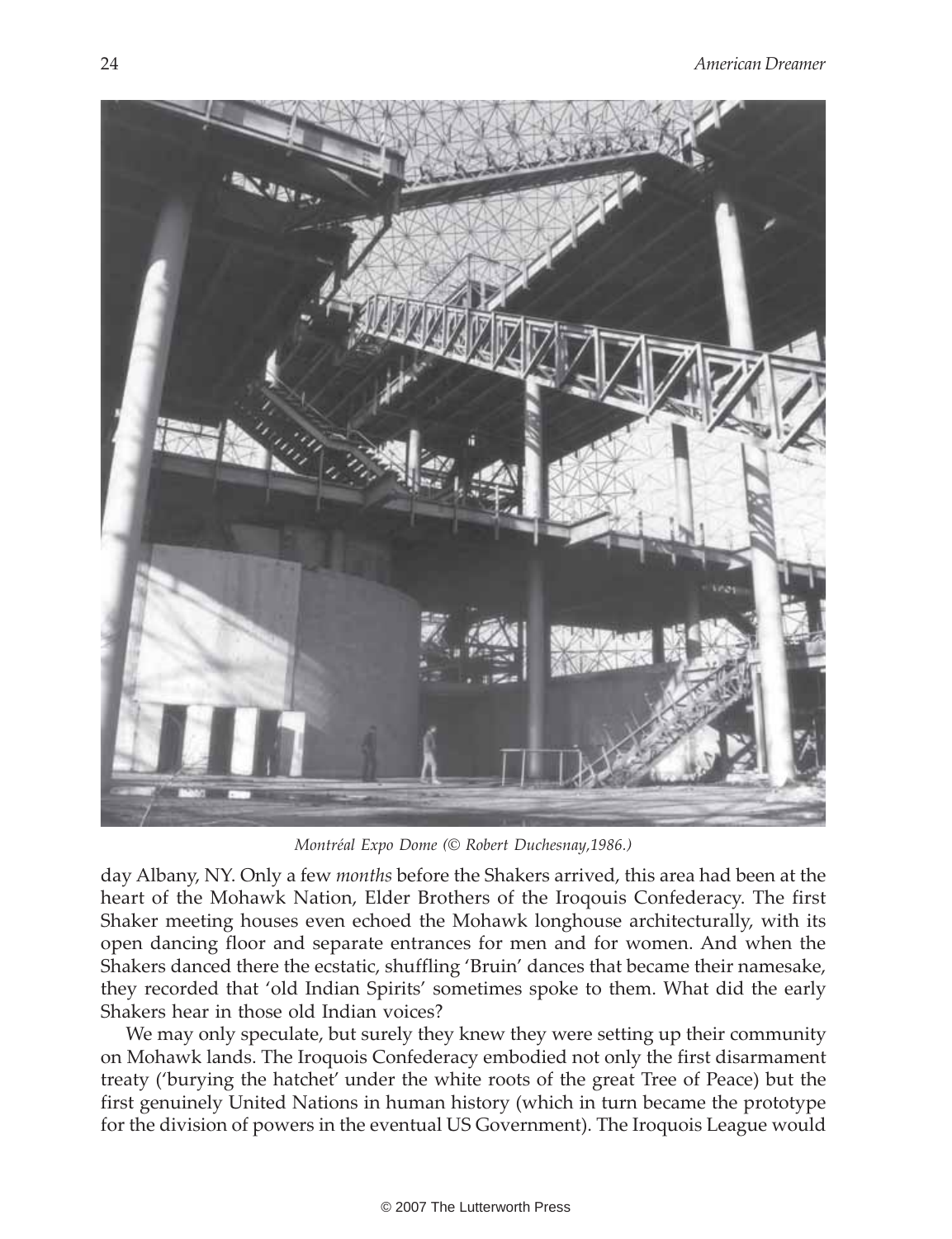*Montréal Expo Dome (© Robert Duchesnay,1986.)*

day Albany, NY. Only a few *months* before the Shakers arrived, this area had been at the heart of the Mohawk Nation, Elder Brothers of the Iroquois Confederacy. The first Shaker meeting houses even echoed the Mohawk longhouse architecturally, with its open dancing floor and separate entrances for men and for women. And when the Shakers danced there the ecstatic, shuffling 'Bruin' dances that became their namesake, they recorded that 'old Indian Spirits' sometimes spoke to them. What did the early Shakers hear in those old Indian voices?

We may only speculate, but surely they knew they were setting up their community on Mohawk lands. The Iroquois Confederacy embodied not only the first disarmament treaty ('burying the hatchet' under the white roots of the great Tree of Peace) but the first genuinely United Nations in human history (which in turn became the prototype for the division of powers in the eventual US Government). The Iroquois League would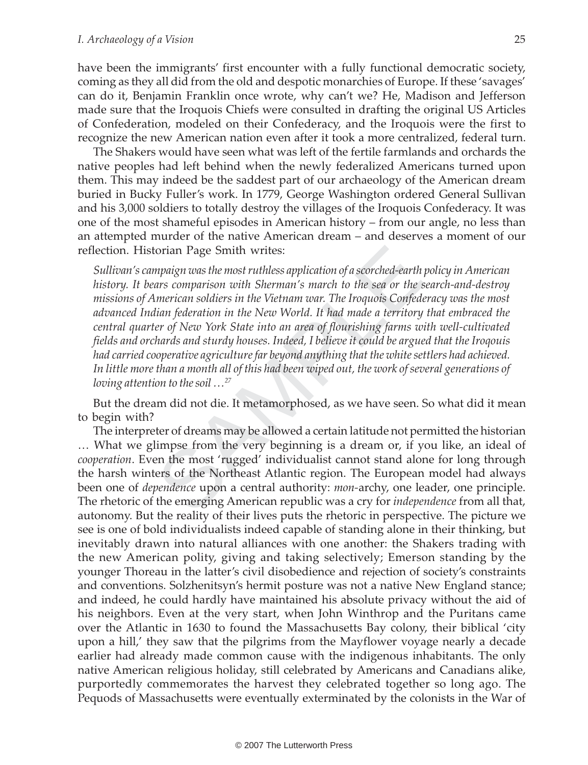have been the immigrants' first encounter with a fully functional democratic society, coming as they all did from the old and despotic monarchies of Europe. If these 'savages' can do it, Benjamin Franklin once wrote, why can't we? He, Madison and Jefferson made sure that the Iroquois Chiefs were consulted in drafting the original US Articles of Confederation, modeled on their Confederacy, and the Iroquois were the first to recognize the new American nation even after it took a more centralized, federal turn.

The Shakers would have seen what was left of the fertile farmlands and orchards the native peoples had left behind when the newly federalized Americans turned upon them. This may indeed be the saddest part of our archaeology of the American dream buried in Bucky Fuller's work. In 1779, George Washington ordered General Sullivan and his 3,000 soldiers to totally destroy the villages of the Iroquois Confederacy. It was one of the most shameful episodes in American history – from our angle, no less than an attempted murder of the native American dream – and deserves a moment of our reflection. Historian Page Smith writes:

> *Sullivan's campaign was the most ruthless application of a scorched-earth policy in American history. It bears comparison with Sherman's march to the sea or the search-and-destroy missions of American soldiers in the Vietnam war. The Iroquois Confederacy was the most advanced Indian federation in the New World. It had made a territory that embraced the central quarter of New York State into an area of flourishing farms with well-cultivated fields and orchards and sturdy houses. Indeed, I believe it could be argued that the Iroqouis had carried cooperative agriculture far beyond anything that the white settlers had achieved. In little more than a month all of this had been wiped out, the work of several generations of loving attention to the soil …*[27]

But the dream did not die. It metamorphosed, as we have seen. So what did it mean to begin with?

The interpreter of dreams may be allowed a certain latitude not permitted the historian … What we glimpse from the very beginning is a dream or, if you like, an ideal of *cooperation*. Even the most 'rugged' individualist cannot stand alone for long through the harsh winters of the Northeast Atlantic region. The European model had always been one of *dependence* upon a central authority: *mon*-archy, one leader, one principle. The rhetoric of the emerging American republic was a cry for *independence* from all that, autonomy. But the reality of their lives puts the rhetoric in perspective. The picture we see is one of bold individualists indeed capable of standing alone in their thinking, but inevitably drawn into natural alliances with one another: the Shakers trading with the new American polity, giving and taking selectively; Emerson standing by the younger Thoreau in the latter's civil disobedience and rejection of society's constraints and conventions. Solzhenitsyn's hermit posture was not a native New England stance; and indeed, he could hardly have maintained his absolute privacy without the aid of his neighbors. Even at the very start, when John Winthrop and the Puritans came over the Atlantic in 1630 to found the Massachusetts Bay colony, their biblical 'city upon a hill,' they saw that the pilgrims from the Mayflower voyage nearly a decade earlier had already made common cause with the indigenous inhabitants. The only native American religious holiday, still celebrated by Americans and Canadians alike, purportedly commemorates the harvest they celebrated together so long ago. The Pequods of Massachusetts were eventually exterminated by the colonists in the War of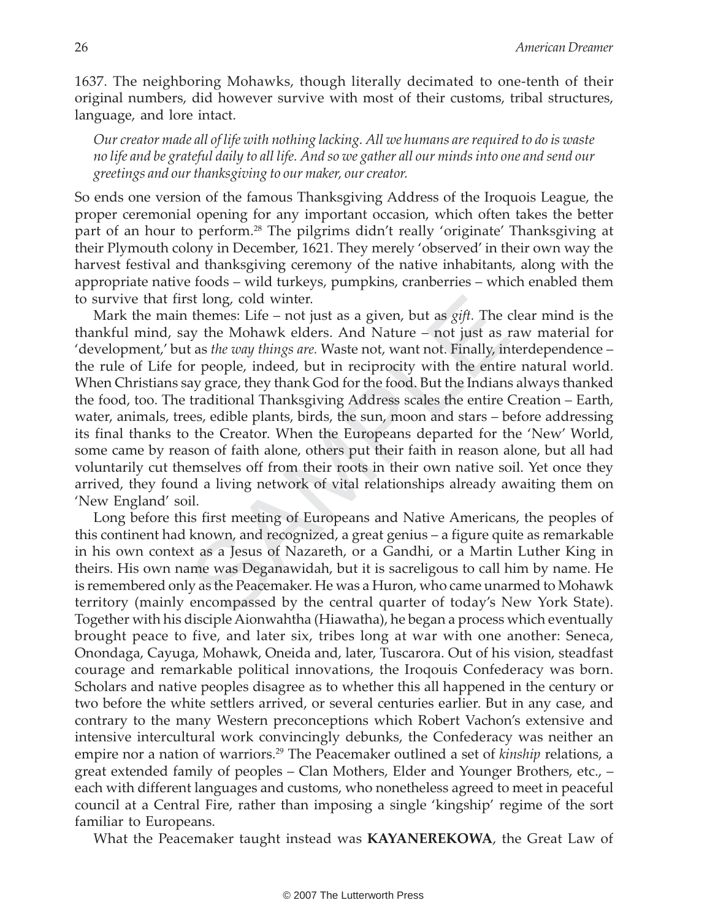1637. The neighboring Mohawks, though literally decimated to one-tenth of their original numbers, did however survive with most of their customs, tribal structures, language, and lore intact.

> *Our creator made all of life with nothing lacking. All we humans are required to do is waste no life and be grateful daily to all life. And so we gather all our minds into one and send our greetings and our thanksgiving to our maker, our creator.*

So ends one version of the famous Thanksgiving Address of the Iroquois League, the proper ceremonial opening for any important occasion, which often takes the better part of an hour to perform.[28] The pilgrims didn't really 'originate' Thanksgiving at their Plymouth colony in December, 1621. They merely 'observed' in their own way the harvest festival and thanksgiving ceremony of the native inhabitants, along with the appropriate native foods – wild turkeys, pumpkins, cranberries – which enabled them to survive that first long, cold winter.

Mark the main themes: Life – not just as a given, but as *gift*. The clear mind is the thankful mind, say the Mohawk elders. And Nature – not just as raw material for 'development,' but as *the way things are.* Waste not, want not. Finally, interdependence – the rule of Life for people, indeed, but in reciprocity with the entire natural world. When Christians say grace, they thank God for the food. But the Indians always thanked the food, too. The traditional Thanksgiving Address scales the entire Creation – Earth, water, animals, trees, edible plants, birds, the sun, moon and stars – before addressing its final thanks to the Creator. When the Europeans departed for the 'New' World, some came by reason of faith alone, others put their faith in reason alone, but all had voluntarily cut themselves off from their roots in their own native soil. Yet once they arrived, they found a living network of vital relationships already awaiting them on 'New England' soil.

Long before this first meeting of Europeans and Native Americans, the peoples of this continent had known, and recognized, a great genius – a figure quite as remarkable in his own context as a Jesus of Nazareth, or a Gandhi, or a Martin Luther King in theirs. His own name was Deganawidah, but it is sacreligous to call him by name. He is remembered only as the Peacemaker. He was a Huron, who came unarmed to Mohawk territory (mainly encompassed by the central quarter of today's New York State). Together with his disciple Aionwahtha (Hiawatha), he began a process which eventually brought peace to five, and later six, tribes long at war with one another: Seneca, Onondaga, Cayuga, Mohawk, Oneida and, later, Tuscarora. Out of his vision, steadfast courage and remarkable political innovations, the Iroqouis Confederacy was born. Scholars and native peoples disagree as to whether this all happened in the century or two before the white settlers arrived, or several centuries earlier. But in any case, and contrary to the many Western preconceptions which Robert Vachon's extensive and intensive intercultural work convincingly debunks, the Confederacy was neither an empire nor a nation of warriors.[29] The Peacemaker outlined a set of *kinship* relations, a great extended family of peoples – Clan Mothers, Elder and Younger Brothers, etc., – each with different languages and customs, who nonetheless agreed to meet in peaceful council at a Central Fire, rather than imposing a single 'kingship' regime of the sort familiar to Europeans.

What the Peacemaker taught instead was **KAYANEREKOWA**, the Great Law of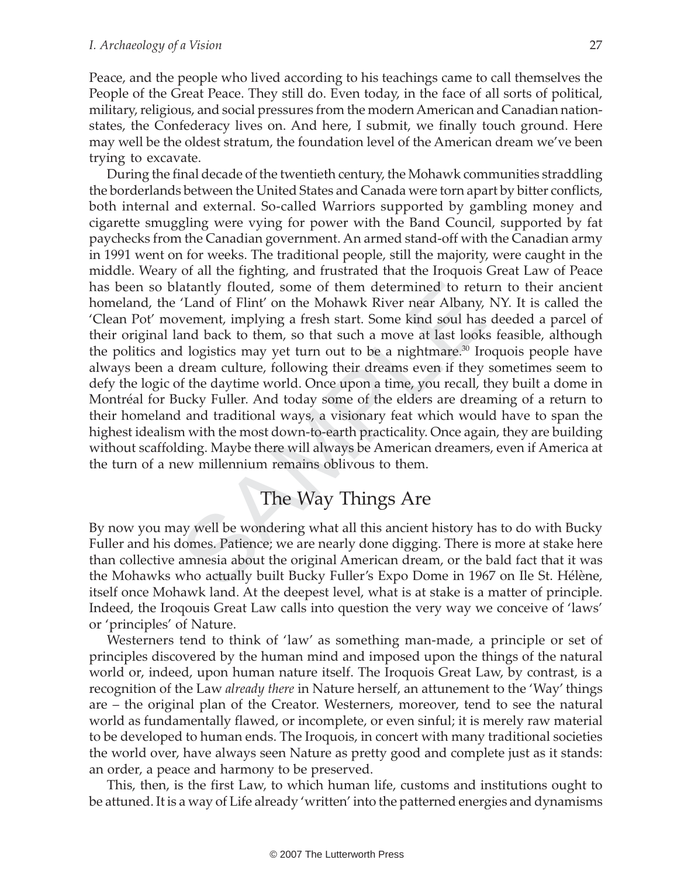Peace, and the people who lived according to his teachings came to call themselves the People of the Great Peace. They still do. Even today, in the face of all sorts of political, military, religious, and social pressures from the modern American and Canadian nation-states, the Confederacy lives on. And here, I submit, we finally touch ground. Here may well be the oldest stratum, the foundation level of the American dream we've been trying to excavate.

During the final decade of the twentieth century, the Mohawk communities straddling the borderlands between the United States and Canada were torn apart by bitter conflicts, both internal and external. So-called Warriors supported by gambling money and cigarette smuggling were vying for power with the Band Council, supported by fat paychecks from the Canadian government. An armed stand-off with the Canadian army in 1991 went on for weeks. The traditional people, still the majority, were caught in the middle. Weary of all the fighting, and frustrated that the Iroquois Great Law of Peace has been so blatantly flouted, some of them determined to return to their ancient homeland, the 'Land of Flint' on the Mohawk River near Albany, NY. It is called the 'Clean Pot' movement, implying a fresh start. Some kind soul has deeded a parcel of their original land back to them, so that such a move at last looks feasible, although the politics and logistics may yet turn out to be a nightmare.[30] Iroquois people have always been a dream culture, following their dreams even if they sometimes seem to defy the logic of the daytime world. Once upon a time, you recall, they built a dome in Montréal for Bucky Fuller. And today some of the elders are dreaming of a return to their homeland and traditional ways, a visionary feat which would have to span the highest idealism with the most down-to-earth practicality. Once again, they are building without scaffolding. Maybe there will always be American dreamers, even if America at the turn of a new millennium remains oblivous to them.

## The Way Things Are

By now you may well be wondering what all this ancient history has to do with Bucky Fuller and his domes. Patience; we are nearly done digging. There is more at stake here than collective amnesia about the original American dream, or the bald fact that it was the Mohawks who actually built Bucky Fuller's Expo Dome in 1967 on Ile St. Hélène, itself once Mohawk land. At the deepest level, what is at stake is a matter of principle. Indeed, the Iroqouis Great Law calls into question the very way we conceive of 'laws' or 'principles' of Nature.

Westerners tend to think of 'law' as something man-made, a principle or set of principles discovered by the human mind and imposed upon the things of the natural world or, indeed, upon human nature itself. The Iroquois Great Law, by contrast, is a recognition of the Law *already there* in Nature herself, an attunement to the 'Way' things are – the original plan of the Creator. Westerners, moreover, tend to see the natural world as fundamentally flawed, or incomplete, or even sinful; it is merely raw material to be developed to human ends. The Iroquois, in concert with many traditional societies the world over, have always seen Nature as pretty good and complete just as it stands: an order, a peace and harmony to be preserved.

This, then, is the first Law, to which human life, customs and institutions ought to be attuned. It is a way of Life already 'written' into the patterned energies and dynamisms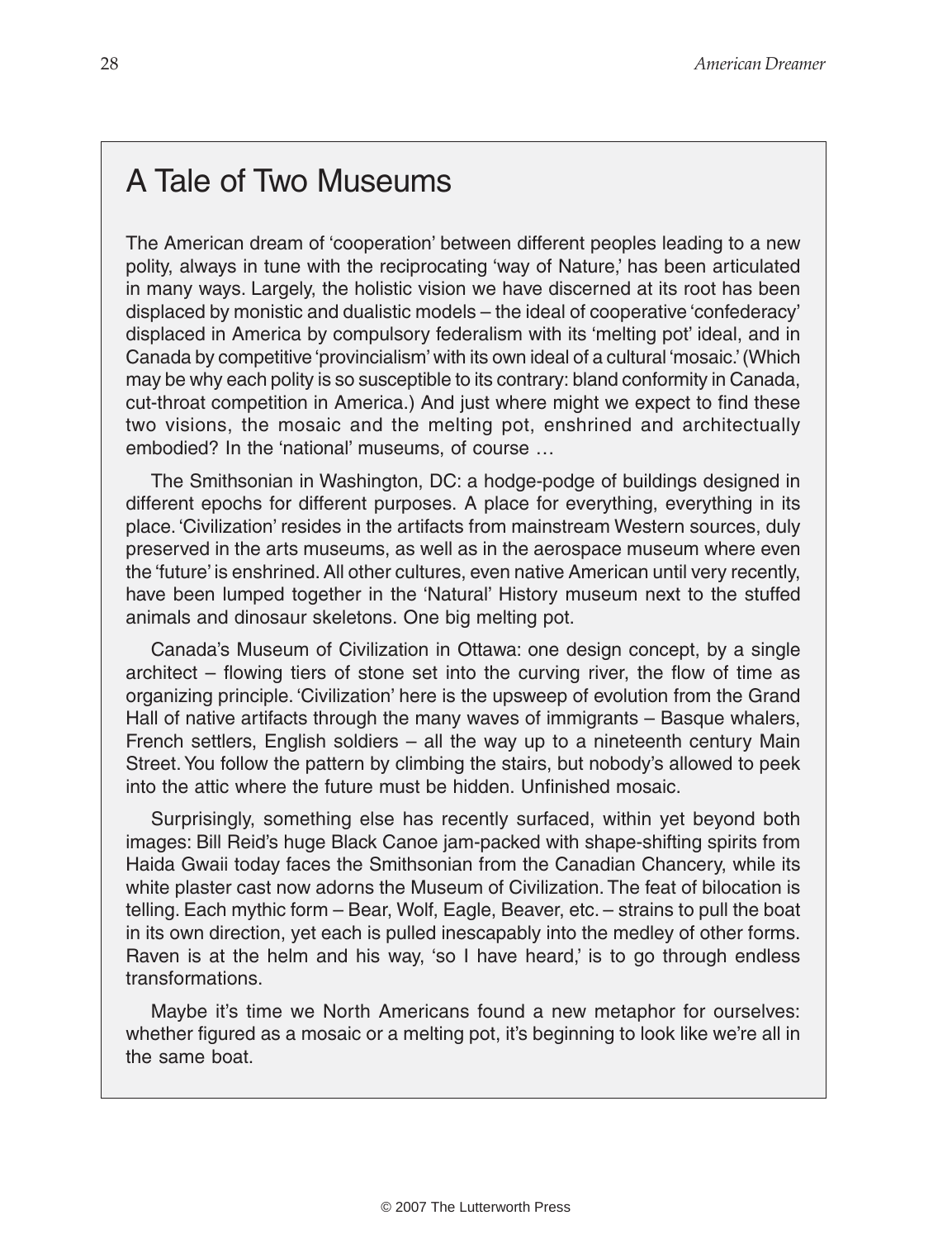## A Tale of Two Museums

The American dream of 'cooperation' between different peoples leading to a new polity, always in tune with the reciprocating 'way of Nature,' has been articulated in many ways. Largely, the holistic vision we have discerned at its root has been displaced by monistic and dualistic models – the ideal of cooperative 'confederacy' displaced in America by compulsory federalism with its 'melting pot' ideal, and in Canada by competitive 'provincialism' with its own ideal of a cultural 'mosaic.' (Which may be why each polity is so susceptible to its contrary: bland conformity in Canada, cut-throat competition in America.) And just where might we expect to find these two visions, the mosaic and the melting pot, enshrined and architectually embodied? In the 'national' museums, of course …

The Smithsonian in Washington, DC: a hodge-podge of buildings designed in different epochs for different purposes. A place for everything, everything in its place. 'Civilization' resides in the artifacts from mainstream Western sources, duly preserved in the arts museums, as well as in the aerospace museum where even the 'future' is enshrined. All other cultures, even native American until very recently, have been lumped together in the 'Natural' History museum next to the stuffed animals and dinosaur skeletons. One big melting pot.

Canada's Museum of Civilization in Ottawa: one design concept, by a single architect – flowing tiers of stone set into the curving river, the flow of time as organizing principle. 'Civilization' here is the upsweep of evolution from the Grand Hall of native artifacts through the many waves of immigrants – Basque whalers, French settlers, English soldiers – all the way up to a nineteenth century Main Street. You follow the pattern by climbing the stairs, but nobody's allowed to peek into the attic where the future must be hidden. Unfinished mosaic.

Surprisingly, something else has recently surfaced, within yet beyond both images: Bill Reid's huge Black Canoe jam-packed with shape-shifting spirits from Haida Gwaii today faces the Smithsonian from the Canadian Chancery, while its white plaster cast now adorns the Museum of Civilization. The feat of bilocation is telling. Each mythic form – Bear, Wolf, Eagle, Beaver, etc. – strains to pull the boat in its own direction, yet each is pulled inescapably into the medley of other forms. Raven is at the helm and his way, 'so I have heard,' is to go through endless transformations.

Maybe it's time we North Americans found a new metaphor for ourselves: whether figured as a mosaic or a melting pot, it's beginning to look like we're all in the same boat.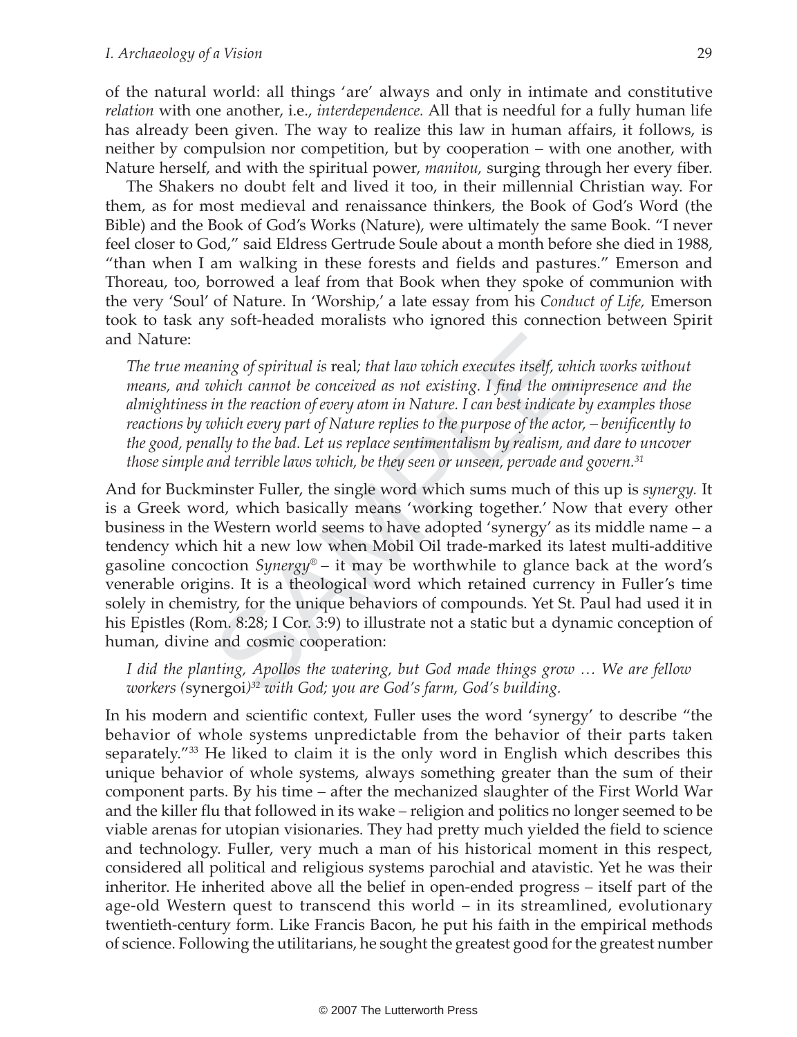of the natural world: all things 'are' always and only in intimate and constitutive *relation* with one another, i.e., *interdependence.* All that is needful for a fully human life has already been given. The way to realize this law in human affairs, it follows, is neither by compulsion nor competition, but by cooperation – with one another, with Nature herself, and with the spiritual power, *manitou,* surging through her every fiber.

The Shakers no doubt felt and lived it too, in their millennial Christian way. For them, as for most medieval and renaissance thinkers, the Book of God's Word (the Bible) and the Book of God's Works (Nature), were ultimately the same Book. "I never feel closer to God," said Eldress Gertrude Soule about a month before she died in 1988, "than when I am walking in these forests and fields and pastures." Emerson and Thoreau, too, borrowed a leaf from that Book when they spoke of communion with the very 'Soul' of Nature. In 'Worship,' a late essay from his *Conduct of Life,* Emerson took to task any soft-headed moralists who ignored this connection between Spirit and Nature:

> *The true meaning of spiritual is* real*; that law which executes itself, which works without means, and which cannot be conceived as not existing. I find the omnipresence and the almightiness in the reaction of every atom in Nature. I can best indicate by examples those reactions by which every part of Nature replies to the purpose of the actor, – benificently to the good, penally to the bad. Let us replace sentimentalism by realism, and dare to uncover those simple and terrible laws which, be they seen or unseen, pervade and govern.*[31]

And for Buckminster Fuller, the single word which sums much of this up is *synergy.* It is a Greek word, which basically means 'working together.' Now that every other business in the Western world seems to have adopted 'synergy' as its middle name – a tendency which hit a new low when Mobil Oil trade-marked its latest multi-additive gasoline concoction *Synergy®* – it may be worthwhile to glance back at the word's venerable origins. It is a theological word which retained currency in Fuller's time solely in chemistry, for the unique behaviors of compounds. Yet St. Paul had used it in his Epistles (Rom. 8:28; I Cor. 3:9) to illustrate not a static but a dynamic conception of human, divine and cosmic cooperation:

> *I did the planting, Apollos the watering, but God made things grow … We are fellow workers (*synergoi*)*[32] *with God; you are God's farm, God's building.*

In his modern and scientific context, Fuller uses the word 'synergy' to describe "the behavior of whole systems unpredictable from the behavior of their parts taken separately."[33] He liked to claim it is the only word in English which describes this unique behavior of whole systems, always something greater than the sum of their component parts. By his time – after the mechanized slaughter of the First World War and the killer flu that followed in its wake – religion and politics no longer seemed to be viable arenas for utopian visionaries. They had pretty much yielded the field to science and technology. Fuller, very much a man of his historical moment in this respect, considered all political and religious systems parochial and atavistic. Yet he was their inheritor. He inherited above all the belief in open-ended progress – itself part of the age-old Western quest to transcend this world – in its streamlined, evolutionary twentieth-century form. Like Francis Bacon, he put his faith in the empirical methods of science. Following the utilitarians, he sought the greatest good for the greatest number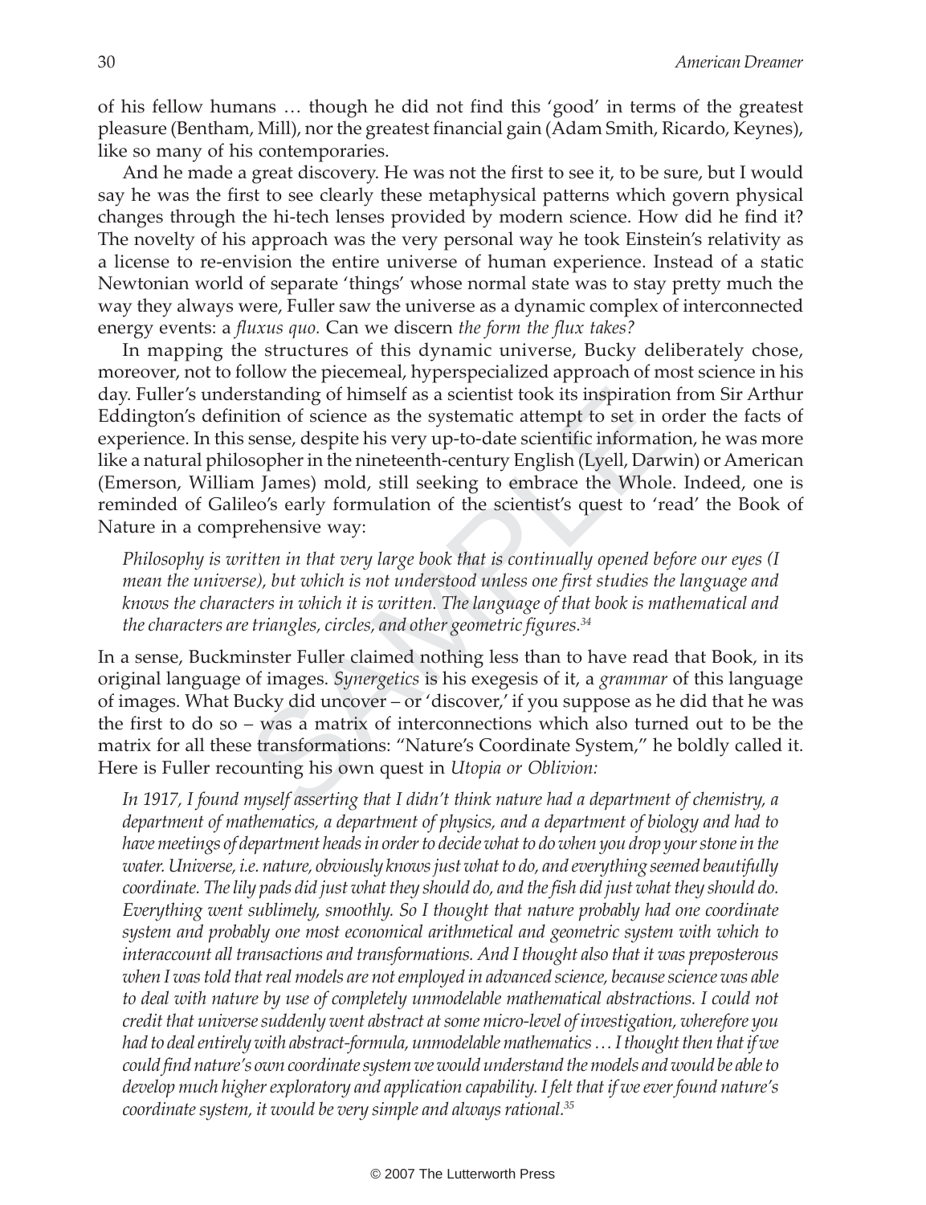of his fellow humans … though he did not find this 'good' in terms of the greatest pleasure (Bentham, Mill), nor the greatest financial gain (Adam Smith, Ricardo, Keynes), like so many of his contemporaries.

And he made a great discovery. He was not the first to see it, to be sure, but I would say he was the first to see clearly these metaphysical patterns which govern physical changes through the hi-tech lenses provided by modern science. How did he find it? The novelty of his approach was the very personal way he took Einstein's relativity as a license to re-envision the entire universe of human experience. Instead of a static Newtonian world of separate 'things' whose normal state was to stay pretty much the way they always were, Fuller saw the universe as a dynamic complex of interconnected energy events: a *fluxus quo.* Can we discern *the form the flux takes?*

In mapping the structures of this dynamic universe, Bucky deliberately chose, moreover, not to follow the piecemeal, hyperspecialized approach of most science in his day. Fuller's understanding of himself as a scientist took its inspiration from Sir Arthur Eddington's definition of science as the systematic attempt to set in order the facts of experience. In this sense, despite his very up-to-date scientific information, he was more like a natural philosopher in the nineteenth-century English (Lyell, Darwin) or American (Emerson, William James) mold, still seeking to embrace the Whole. Indeed, one is reminded of Galileo's early formulation of the scientist's quest to 'read' the Book of Nature in a comprehensive way:

> *Philosophy is written in that very large book that is continually opened before our eyes (I mean the universe), but which is not understood unless one first studies the language and knows the characters in which it is written. The language of that book is mathematical and the characters are triangles, circles, and other geometric figures.*[34]

In a sense, Buckminster Fuller claimed nothing less than to have read that Book, in its original language of images. *Synergetics* is his exegesis of it, a *grammar* of this language of images. What Bucky did uncover – or 'discover,' if you suppose as he did that he was the first to do so – was a matrix of interconnections which also turned out to be the matrix for all these transformations: "Nature's Coordinate System," he boldly called it. Here is Fuller recounting his own quest in *Utopia or Oblivion:*

> *In 1917, I found myself asserting that I didn't think nature had a department of chemistry, a department of mathematics, a department of physics, and a department of biology and had to have meetings of department heads in order to decide what to do when you drop your stone in the water. Universe, i.e. nature, obviously knows just what to do, and everything seemed beautifully coordinate. The lily pads did just what they should do, and the fish did just what they should do. Everything went sublimely, smoothly. So I thought that nature probably had one coordinate system and probably one most economical arithmetical and geometric system with which to interaccount all transactions and transformations. And I thought also that it was preposterous when I was told that real models are not employed in advanced science, because science was able to deal with nature by use of completely unmodelable mathematical abstractions. I could not credit that universe suddenly went abstract at some micro-level of investigation, wherefore you had to deal entirely with abstract-formula, unmodelable mathematics … I thought then that if we could find nature's own coordinate system we would understand the models and would be able to develop much higher exploratory and application capability. I felt that if we ever found nature's coordinate system, it would be very simple and always rational.*[35]